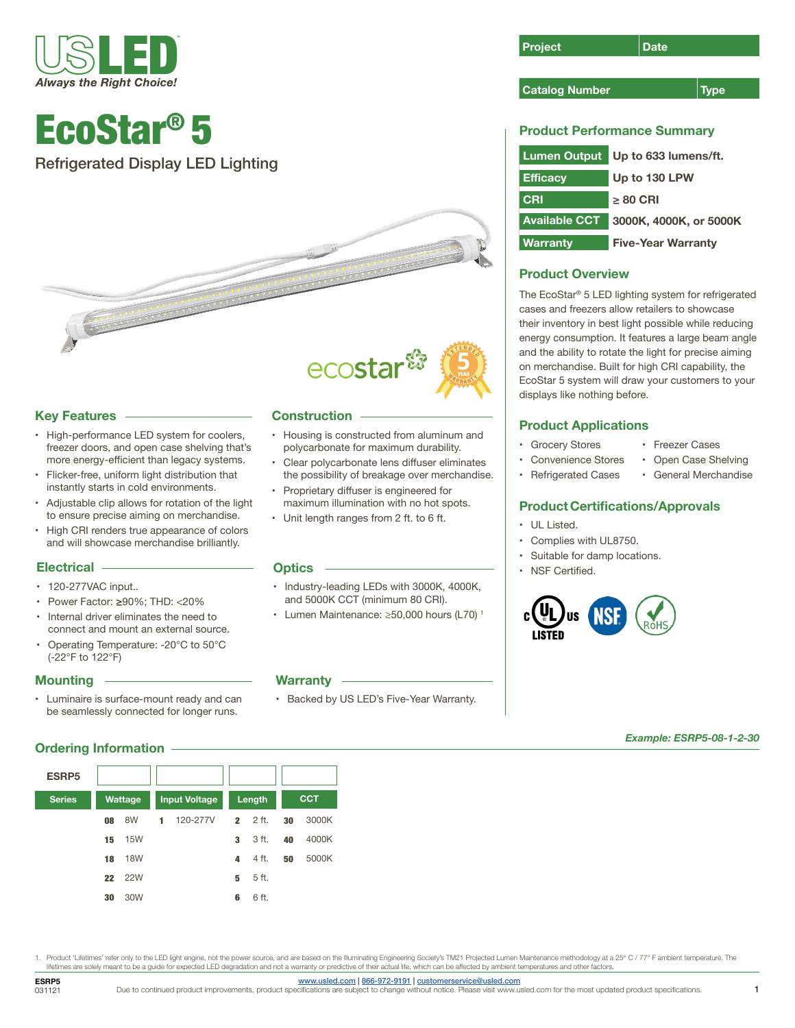# EcoStar® 5

Refrigerated Display LED Lighting

| Project | Date |
|---|---|
| | |

| Catalog Number | Type |
|---|---|
| | |

## Product Performance Summary

| | |
|---|---|
| Lumen Output | Up to 633 lumens/ft. |
| Efficacy | Up to 130 LPW |
| CRI | ≥ 80 CRI |
| Available CCT | 3000K, 4000K, or 5000K |
| Warranty | Five-Year Warranty |

## Product Overview

The EcoStar® 5 LED lighting system for refrigerated cases and freezers allow retailers to showcase their inventory in best light possible while reducing energy consumption. It features a large beam angle and the ability to rotate the light for precise aiming on merchandise. Built for high CRI capability, the EcoStar 5 system will draw your customers to your displays like nothing before.

## Product Applications

- Grocery Stores
- Convenience Stores
- Refrigerated Cases
- Freezer Cases
- Open Case Shelving
- General Merchandise

## Product Certifications/Approvals

- UL Listed.
- Complies with UL8750.
- Suitable for damp locations.
- NSF Certified.

## Key Features

- High-performance LED system for coolers, freezer doors, and open case shelving that's more energy-efficient than legacy systems.
- Flicker-free, uniform light distribution that instantly starts in cold environments.
- Adjustable clip allows for rotation of the light to ensure precise aiming on merchandise.
- High CRI renders true appearance of colors and will showcase merchandise brilliantly.

## Electrical

- 120-277VAC input..
- Power Factor: ≥90%; THD: <20%
- Internal driver eliminates the need to connect and mount an external source.
- Operating Temperature: -20°C to 50°C (-22°F to 122°F)

## Mounting

- Luminaire is surface-mount ready and can be seamlessly connected for longer runs.

## Construction

- Housing is constructed from aluminum and polycarbonate for maximum durability.
- Clear polycarbonate lens diffuser eliminates the possibility of breakage over merchandise.
- Proprietary diffuser is engineered for maximum illumination with no hot spots.
- Unit length ranges from 2 ft. to 6 ft.

## Optics

- Industry-leading LEDs with 3000K, 4000K, and 5000K CCT (minimum 80 CRI).
- Lumen Maintenance: ≥50,000 hours (L70) [1]

## Warranty

- Backed by US LED's Five-Year Warranty.

## Ordering Information

*Example: ESRP5-08-1-2-30*

| Series | Wattage | Input Voltage | Length | CCT |
|---|---|---|---|---|
| ESRP5 | 08 8W | 1 120-277V | 2 2 ft. | 30 3000K |
| | 15 15W | | 3 3 ft. | 40 4000K |
| | 18 18W | | 4 4 ft. | 50 5000K |
| | 22 22W | | 5 5 ft. | |
| | 30 30W | | 6 6 ft. | |

1. Product 'Lifetimes' refer only to the LED light engine, not the power source, and are based on the Illuminating Engineering Society's TM21 Projected Lumen Maintenance methodology at a 25° C / 77° F ambient temperature. The lifetimes are solely meant to be a guide for expected LED degradation and not a warranty or predictive of their actual life, which can be affected by ambient temperatures and other factors.

ESRP5
031121

www.usled.com | 866-972-9191 | customerservice@usled.com
Due to continued product improvements, product specifications are subject to change without notice. Please visit www.usled.com for the most updated product specifications.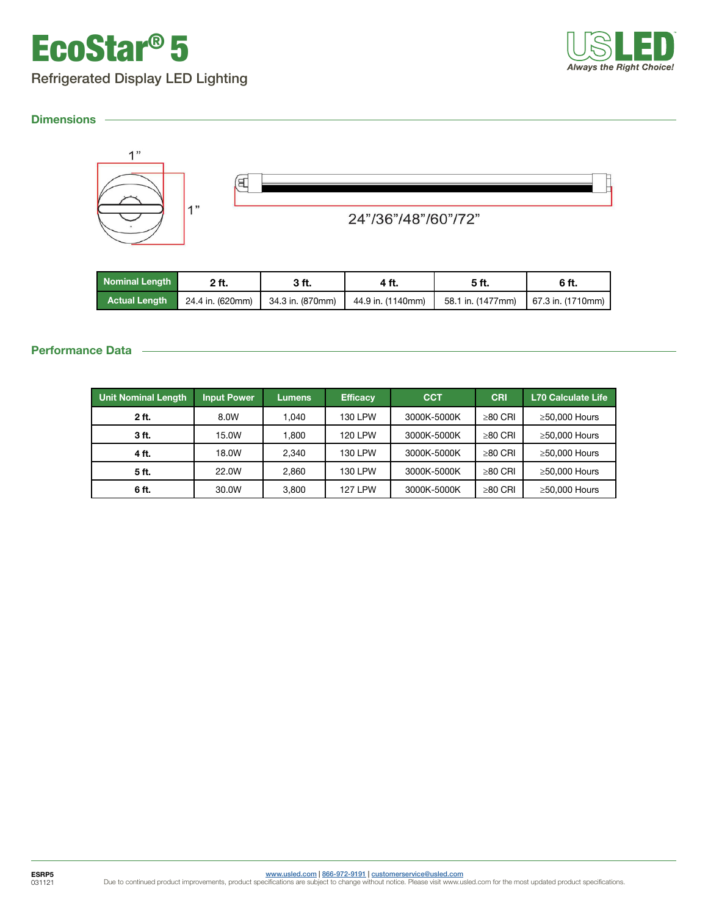# EcoStar® 5

Refrigerated Display LED Lighting

USLED
*Always the Right Choice!*

## Dimensions

1”

1”

24”/36”/48”/60”/72”

| Nominal Length | 2 ft. | 3 ft. | 4 ft. | 5 ft. | 6 ft. |
|---|---|---|---|---|---|
| Actual Length | 24.4 in. (620mm) | 34.3 in. (870mm) | 44.9 in. (1140mm) | 58.1 in. (1477mm) | 67.3 in. (1710mm) |

## Performance Data

| Unit Nominal Length | Input Power | Lumens | Efficacy | CCT | CRI | L70 Calculate Life |
|---|---|---|---|---|---|---|
| **2 ft.** | 8.0W | 1,040 | 130 LPW | 3000K-5000K | ≥80 CRI | ≥50,000 Hours |
| **3 ft.** | 15.0W | 1,800 | 120 LPW | 3000K-5000K | ≥80 CRI | ≥50,000 Hours |
| **4 ft.** | 18.0W | 2,340 | 130 LPW | 3000K-5000K | ≥80 CRI | ≥50,000 Hours |
| **5 ft.** | 22.0W | 2,860 | 130 LPW | 3000K-5000K | ≥80 CRI | ≥50,000 Hours |
| **6 ft.** | 30.0W | 3,800 | 127 LPW | 3000K-5000K | ≥80 CRI | ≥50,000 Hours |

**ESRP5**
031121

www.usled.com | 866-972-9191 | customerservice@usled.com

Due to continued product improvements, product specifications are subject to change without notice. Please visit www.usled.com for the most updated product specifications.